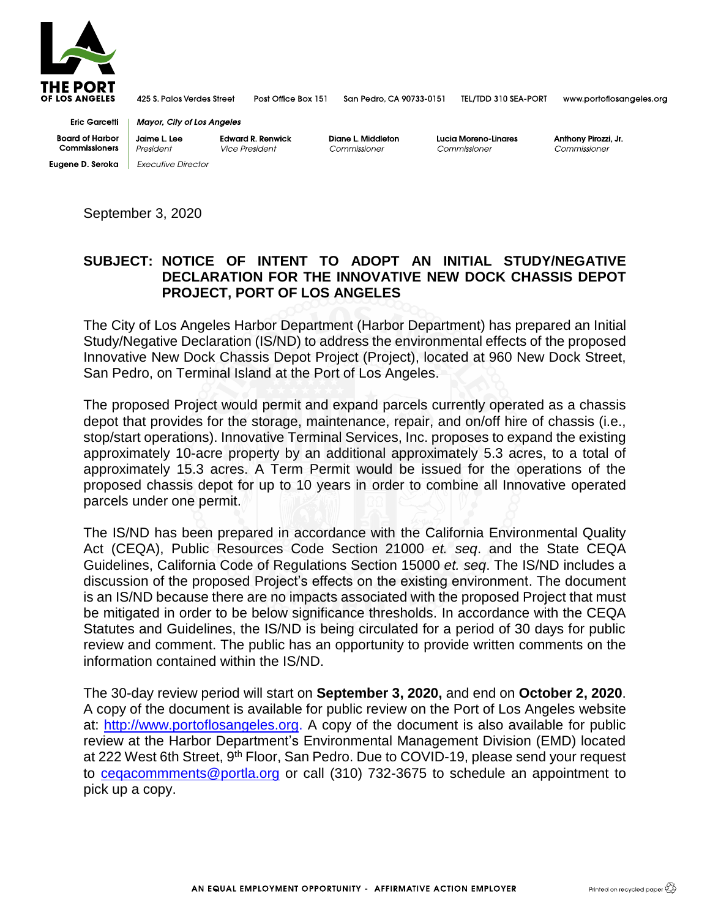THE PORT OF LOS ANGELES

425 S. Palos Verdes Street | Post Office Box 151 | San Pedro, CA 90733-0151 | TEL/TDD 310 SEA-PORT | www.portoflosangeles.org

Eric Garcetti | *Mayor, City of Los Angeles*

Board of Harbor Commissioners | Jaime L. Lee, *President* | Edward R. Renwick, *Vice President* | Diane L. Middleton, *Commissioner* | Lucia Moreno-Linares, *Commissioner* | Anthony Pirozzi, Jr., *Commissioner*

Eugene D. Seroka | *Executive Director*

September 3, 2020

**SUBJECT: NOTICE OF INTENT TO ADOPT AN INITIAL STUDY/NEGATIVE DECLARATION FOR THE INNOVATIVE NEW DOCK CHASSIS DEPOT PROJECT, PORT OF LOS ANGELES**

The City of Los Angeles Harbor Department (Harbor Department) has prepared an Initial Study/Negative Declaration (IS/ND) to address the environmental effects of the proposed Innovative New Dock Chassis Depot Project (Project), located at 960 New Dock Street, San Pedro, on Terminal Island at the Port of Los Angeles.

The proposed Project would permit and expand parcels currently operated as a chassis depot that provides for the storage, maintenance, repair, and on/off hire of chassis (i.e., stop/start operations). Innovative Terminal Services, Inc. proposes to expand the existing approximately 10-acre property by an additional approximately 5.3 acres, to a total of approximately 15.3 acres. A Term Permit would be issued for the operations of the proposed chassis depot for up to 10 years in order to combine all Innovative operated parcels under one permit.

The IS/ND has been prepared in accordance with the California Environmental Quality Act (CEQA), Public Resources Code Section 21000 *et. seq*. and the State CEQA Guidelines, California Code of Regulations Section 15000 *et. seq*. The IS/ND includes a discussion of the proposed Project's effects on the existing environment. The document is an IS/ND because there are no impacts associated with the proposed Project that must be mitigated in order to be below significance thresholds. In accordance with the CEQA Statutes and Guidelines, the IS/ND is being circulated for a period of 30 days for public review and comment. The public has an opportunity to provide written comments on the information contained within the IS/ND.

The 30-day review period will start on **September 3, 2020,** and end on **October 2, 2020**. A copy of the document is available for public review on the Port of Los Angeles website at: http://www.portoflosangeles.org. A copy of the document is also available for public review at the Harbor Department's Environmental Management Division (EMD) located at 222 West 6th Street, 9th Floor, San Pedro. Due to COVID-19, please send your request to ceqacommments@portla.org or call (310) 732-3675 to schedule an appointment to pick up a copy.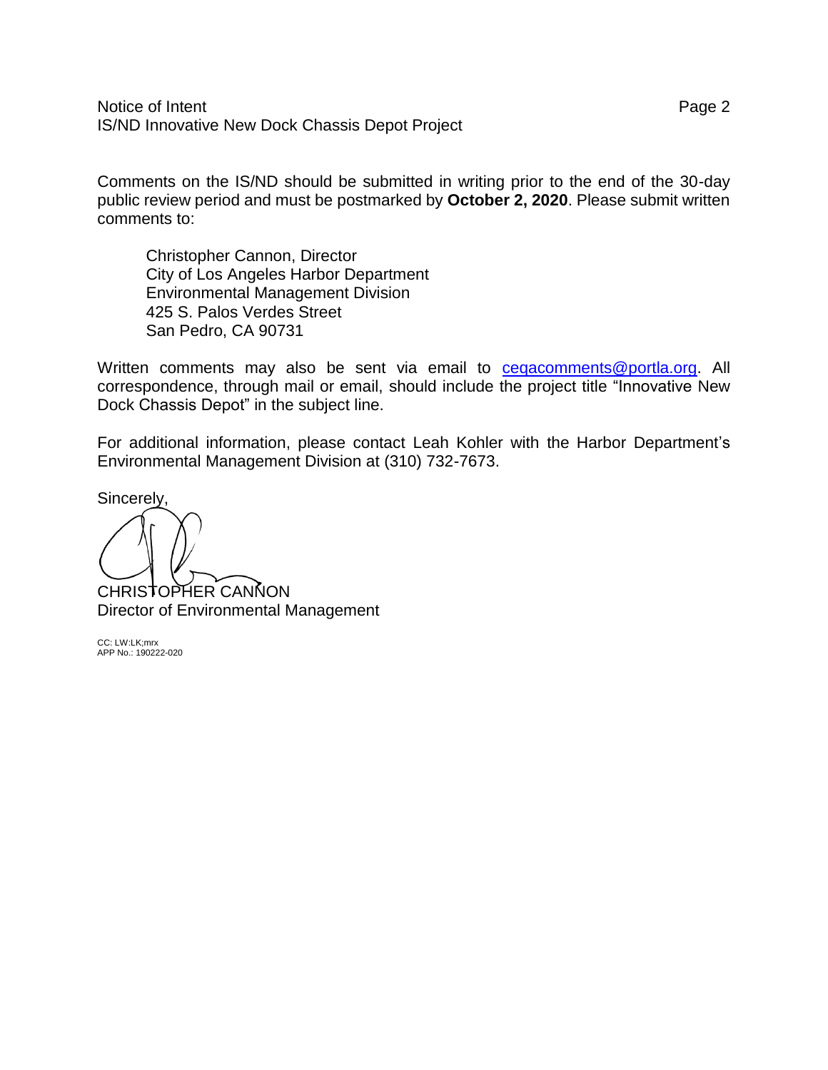Comments on the IS/ND should be submitted in writing prior to the end of the 30-day public review period and must be postmarked by **October 2, 2020**. Please submit written comments to:

Christopher Cannon, Director
City of Los Angeles Harbor Department
Environmental Management Division
425 S. Palos Verdes Street
San Pedro, CA 90731

Written comments may also be sent via email to ceqacomments@portla.org. All correspondence, through mail or email, should include the project title "Innovative New Dock Chassis Depot" in the subject line.

For additional information, please contact Leah Kohler with the Harbor Department's Environmental Management Division at (310) 732-7673.

Sincerely,

CHRISTOPHER CANNON
Director of Environmental Management

CC: LW:LK;mrx
APP No.: 190222-020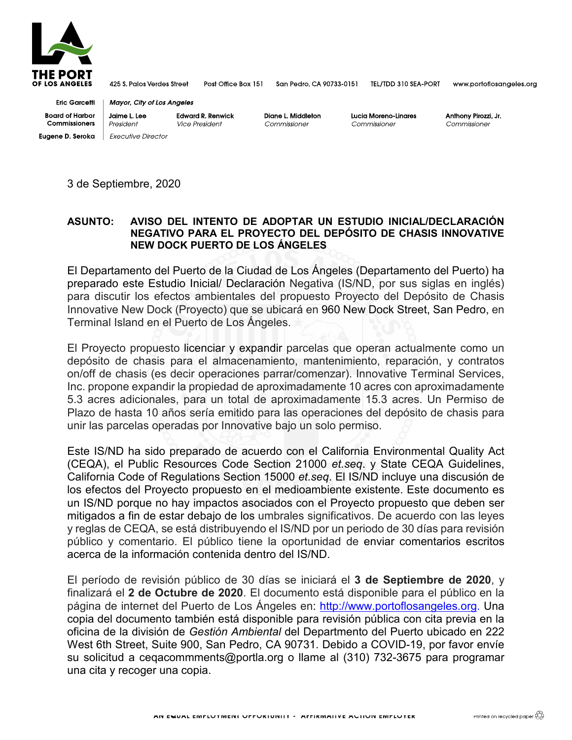THE PORT OF LOS ANGELES

425 S. Palos Verdes Street Post Office Box 151 San Pedro, CA 90733-0151 TEL/TDD 310 SEA-PORT www.portoflosangeles.org

Eric Garcetti — *Mayor, City of Los Angeles*

Board of Harbor Commissioners — Jaime L. Lee, *President*; Edward R. Renwick, *Vice President*; Diane L. Middleton, *Commissioner*; Lucia Moreno-Linares, *Commissioner*; Anthony Pirozzi, Jr., *Commissioner*

Eugene D. Seroka — *Executive Director*

3 de Septiembre, 2020

**ASUNTO: AVISO DEL INTENTO DE ADOPTAR UN ESTUDIO INICIAL/DECLARACIÓN NEGATIVO PARA EL PROYECTO DEL DEPÓSITO DE CHASIS INNOVATIVE NEW DOCK PUERTO DE LOS ÁNGELES**

El Departamento del Puerto de la Ciudad de Los Ángeles (Departamento del Puerto) ha preparado este Estudio Inicial/ Declaración Negativa (IS/ND, por sus siglas en inglés) para discutir los efectos ambientales del propuesto Proyecto del Depósito de Chasis Innovative New Dock (Proyecto) que se ubicará en 960 New Dock Street, San Pedro, en Terminal Island en el Puerto de Los Ángeles.

El Proyecto propuesto licenciar y expandir parcelas que operan actualmente como un depósito de chasis para el almacenamiento, mantenimiento, reparación, y contratos on/off de chasis (es decir operaciones parrar/comenzar). Innovative Terminal Services, Inc. propone expandir la propiedad de aproximadamente 10 acres con aproximadamente 5.3 acres adicionales, para un total de aproximadamente 15.3 acres. Un Permiso de Plazo de hasta 10 años sería emitido para las operaciones del depósito de chasis para unir las parcelas operadas por Innovative bajo un solo permiso.

Este IS/ND ha sido preparado de acuerdo con el California Environmental Quality Act (CEQA), el Public Resources Code Section 21000 *et.seq*. y State CEQA Guidelines, California Code of Regulations Section 15000 *et.seq*. El IS/ND incluye una discusión de los efectos del Proyecto propuesto en el medioambiente existente. Este documento es un IS/ND porque no hay impactos asociados con el Proyecto propuesto que deben ser mitigados a fin de estar debajo de los umbrales significativos. De acuerdo con las leyes y reglas de CEQA, se está distribuyendo el IS/ND por un periodo de 30 días para revisión público y comentario. El público tiene la oportunidad de enviar comentarios escritos acerca de la información contenida dentro del IS/ND.

El período de revisión público de 30 días se iniciará el **3 de Septiembre de 2020**, y finalizará el **2 de Octubre de 2020**. El documento está disponible para el público en la página de internet del Puerto de Los Ángeles en: http://www.portoflosangeles.org. Una copia del documento también está disponible para revisión pública con cita previa en la oficina de la división de *Gestión Ambiental* del Departmento del Puerto ubicado en 222 West 6th Street, Suite 900, San Pedro, CA 90731. Debido a COVID-19, por favor envíe su solicitud a ceqacommments@portla.org o llame al (310) 732-3675 para programar una cita y recoger una copia.

AN EQUAL EMPLOYMENT OPPORTUNITY - AFFIRMATIVE ACTION EMPLOYER

Printed on recycled paper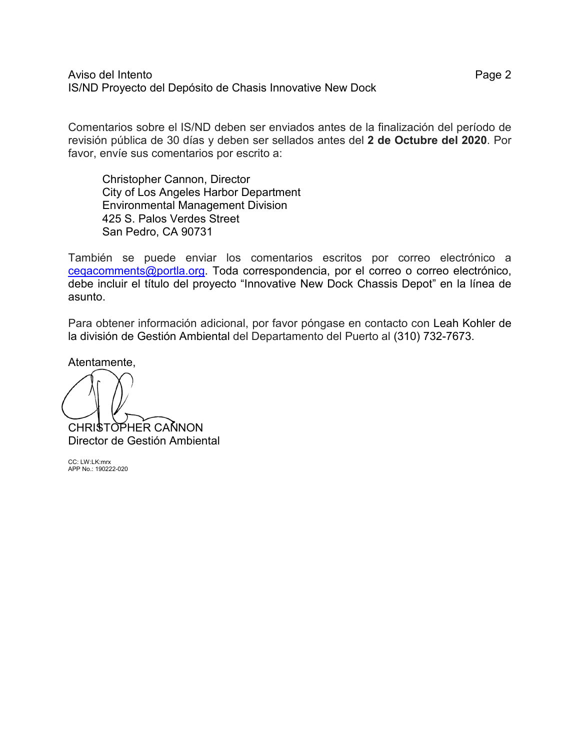Comentarios sobre el IS/ND deben ser enviados antes de la finalización del período de revisión pública de 30 días y deben ser sellados antes del **2 de Octubre del 2020**. Por favor, envíe sus comentarios por escrito a:

Christopher Cannon, Director
City of Los Angeles Harbor Department
Environmental Management Division
425 S. Palos Verdes Street
San Pedro, CA 90731

También se puede enviar los comentarios escritos por correo electrónico a ceqacomments@portla.org. Toda correspondencia, por el correo o correo electrónico, debe incluir el título del proyecto "Innovative New Dock Chassis Depot" en la línea de asunto.

Para obtener información adicional, por favor póngase en contacto con Leah Kohler de la división de Gestión Ambiental del Departamento del Puerto al (310) 732-7673.

Atentamente,

CHRISTOPHER CANNON
Director de Gestión Ambiental

CC: LW:LK:mrx
APP No.: 190222-020